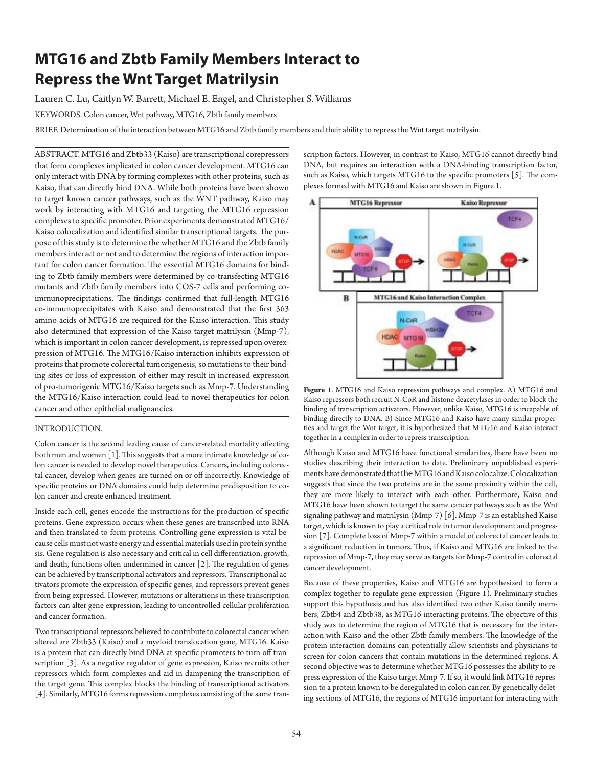# MTG16 and Zbtb Family Members Interact to Repress the Wnt Target Matrilysin

Lauren C. Lu, Caitlyn W. Barrett, Michael E. Engel, and Christopher S. Williams

KEYWORDS. Colon cancer, Wnt pathway, MTG16, Zbtb family members

BRIEF. Determination of the interaction between MTG16 and Zbtb family members and their ability to repress the Wnt target matrilysin.

ABSTRACT. MTG16 and Zbtb33 (Kaiso) are transcriptional corepressors that form complexes implicated in colon cancer development. MTG16 can only interact with DNA by forming complexes with other proteins, such as Kaiso, that can directly bind DNA. While both proteins have been shown to target known cancer pathways, such as the WNT pathway, Kaiso may work by interacting with MTG16 and targeting the MTG16 repression complexes to specific promoter. Prior experiments demonstrated MTG16/Kaiso colocalization and identified similar transcriptional targets. The purpose of this study is to determine the whether MTG16 and the Zbtb family members interact or not and to determine the regions of interaction important for colon cancer formation. The essential MTG16 domains for binding to Zbtb family members were determined by co-transfecting MTG16 mutants and Zbtb family members into COS-7 cells and performing co-immunoprecipitations. The findings confirmed that full-length MTG16 co-immunoprecipitates with Kaiso and demonstrated that the first 363 amino acids of MTG16 are required for the Kaiso interaction. This study also determined that expression of the Kaiso target matrilysin (Mmp-7), which is important in colon cancer development, is repressed upon overexpression of MTG16. The MTG16/Kaiso interaction inhibits expression of proteins that promote colorectal tumorigenesis, so mutations to their binding sites or loss of expression of either may result in increased expression of pro-tumorigenic MTG16/Kaiso targets such as Mmp-7. Understanding the MTG16/Kaiso interaction could lead to novel therapeutics for colon cancer and other epithelial malignancies.

## INTRODUCTION.

Colon cancer is the second leading cause of cancer-related mortality affecting both men and women [1]. This suggests that a more intimate knowledge of colon cancer is needed to develop novel therapeutics. Cancers, including colorectal cancer, develop when genes are turned on or off incorrectly. Knowledge of specific proteins or DNA domains could help determine predisposition to colon cancer and create enhanced treatment.

Inside each cell, genes encode the instructions for the production of specific proteins. Gene expression occurs when these genes are transcribed into RNA and then translated to form proteins. Controlling gene expression is vital because cells must not waste energy and essential materials used in protein synthesis. Gene regulation is also necessary and critical in cell differentiation, growth, and death, functions often undermined in cancer [2]. The regulation of genes can be achieved by transcriptional activators and repressors. Transcriptional activators promote the expression of specific genes, and repressors prevent genes from being expressed. However, mutations or alterations in these transcription factors can alter gene expression, leading to uncontrolled cellular proliferation and cancer formation.

Two transcriptional repressors believed to contribute to colorectal cancer when altered are Zbtb33 (Kaiso) and a myeloid translocation gene, MTG16. Kaiso is a protein that can directly bind DNA at specific promoters to turn off transcription [3]. As a negative regulator of gene expression, Kaiso recruits other repressors which form complexes and aid in dampening the transcription of the target gene. This complex blocks the binding of transcriptional activators [4]. Similarly, MTG16 forms repression complexes consisting of the same transcription factors. However, in contrast to Kaiso, MTG16 cannot directly bind DNA, but requires an interaction with a DNA-binding transcription factor, such as Kaiso, which targets MTG16 to the specific promoters [5]. The complexes formed with MTG16 and Kaiso are shown in Figure 1.

**Figure 1**. MTG16 and Kaiso repression pathways and complex. A) MTG16 and Kaiso repressors both recruit N-CoR and histone deacetylases in order to block the binding of transcription activators. However, unlike Kaiso, MTG16 is incapable of binding directly to DNA. B) Since MTG16 and Kaiso have many similar properties and target the Wnt target, it is hypothesized that MTG16 and Kaiso interact together in a complex in order to repress transcription.

Although Kaiso and MTG16 have functional similarities, there have been no studies describing their interaction to date. Preliminary unpublished experiments have demonstrated that the MTG16 and Kaiso colocalize. Colocalization suggests that since the two proteins are in the same proximity within the cell, they are more likely to interact with each other. Furthermore, Kaiso and MTG16 have been shown to target the same cancer pathways such as the Wnt signaling pathway and matrilysin (Mmp-7) [6]. Mmp-7 is an established Kaiso target, which is known to play a critical role in tumor development and progression [7]. Complete loss of Mmp-7 within a model of colorectal cancer leads to a significant reduction in tumors. Thus, if Kaiso and MTG16 are linked to the repression of Mmp-7, they may serve as targets for Mmp-7 control in colorectal cancer development.

Because of these properties, Kaiso and MTG16 are hypothesized to form a complex together to regulate gene expression (Figure 1). Preliminary studies support this hypothesis and has also identified two other Kaiso family members, Zbtb4 and Zbtb38, as MTG16-interacting proteins. The objective of this study was to determine the region of MTG16 that is necessary for the interaction with Kaiso and the other Zbtb family members. The knowledge of the protein-interaction domains can potentially allow scientists and physicians to screen for colon cancers that contain mutations in the determined regions. A second objective was to determine whether MTG16 possesses the ability to repress expression of the Kaiso target Mmp-7. If so, it would link MTG16 repression to a protein known to be deregulated in colon cancer. By genetically deleting sections of MTG16, the regions of MTG16 important for interacting with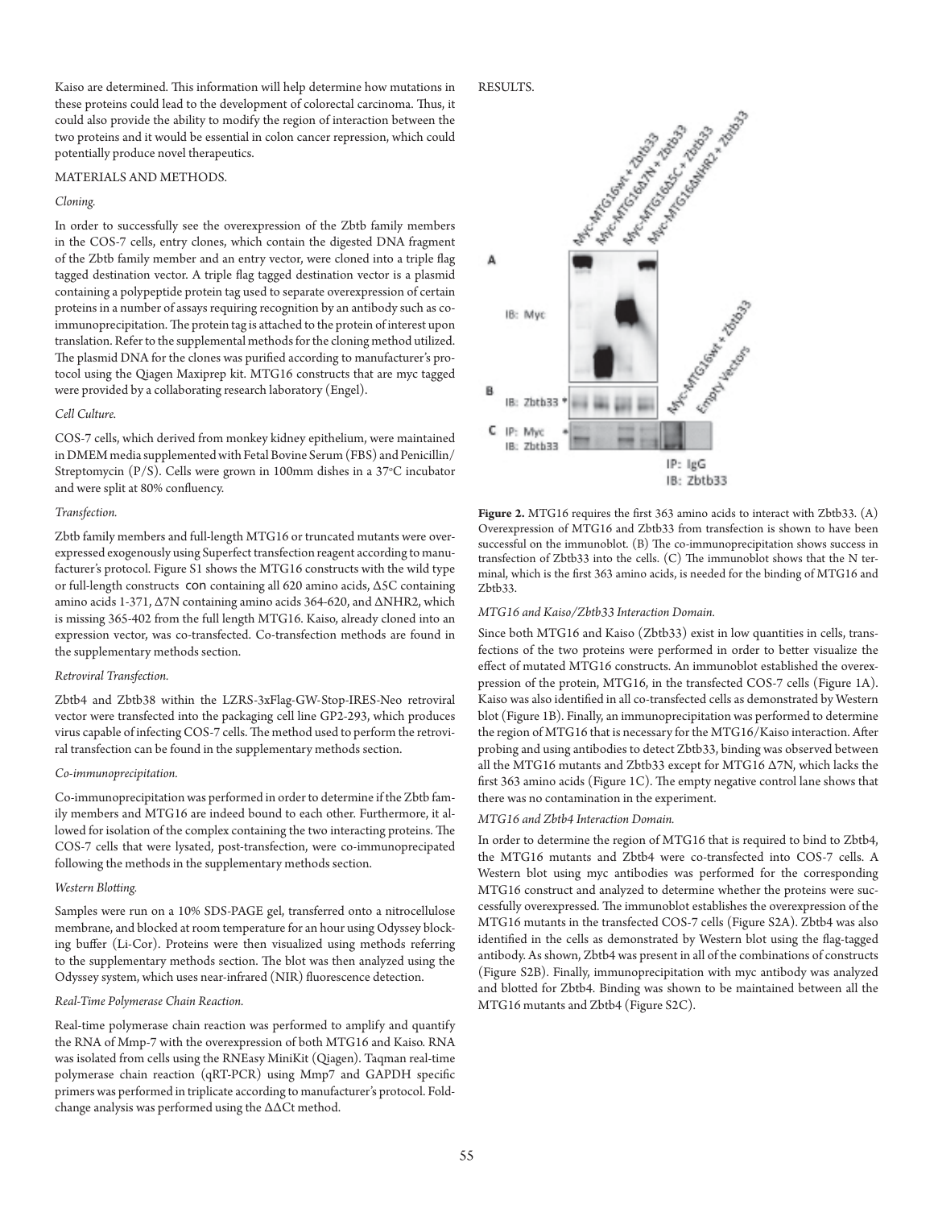Kaiso are determined. This information will help determine how mutations in these proteins could lead to the development of colorectal carcinoma. Thus, it could also provide the ability to modify the region of interaction between the two proteins and it would be essential in colon cancer repression, which could potentially produce novel therapeutics.

## MATERIALS AND METHODS.

### *Cloning.*

In order to successfully see the overexpression of the Zbtb family members in the COS-7 cells, entry clones, which contain the digested DNA fragment of the Zbtb family member and an entry vector, were cloned into a triple flag tagged destination vector. A triple flag tagged destination vector is a plasmid containing a polypeptide protein tag used to separate overexpression of certain proteins in a number of assays requiring recognition by an antibody such as co-immunoprecipitation. The protein tag is attached to the protein of interest upon translation. Refer to the supplemental methods for the cloning method utilized. The plasmid DNA for the clones was purified according to manufacturer's protocol using the Qiagen Maxiprep kit. MTG16 constructs that are myc tagged were provided by a collaborating research laboratory (Engel).

### *Cell Culture.*

COS-7 cells, which derived from monkey kidney epithelium, were maintained in DMEM media supplemented with Fetal Bovine Serum (FBS) and Penicillin/Streptomycin (P/S). Cells were grown in 100mm dishes in a 37°C incubator and were split at 80% confluency.

### *Transfection.*

Zbtb family members and full-length MTG16 or truncated mutants were overexpressed exogenously using Superfect transfection reagent according to manufacturer's protocol. Figure S1 shows the MTG16 constructs with the wild type or full-length constructs con containing all 620 amino acids, Δ5C containing amino acids 1-371, Δ7N containing amino acids 364-620, and ΔNHR2, which is missing 365-402 from the full length MTG16. Kaiso, already cloned into an expression vector, was co-transfected. Co-transfection methods are found in the supplementary methods section.

### *Retroviral Transfection.*

Zbtb4 and Zbtb38 within the LZRS-3xFlag-GW-Stop-IRES-Neo retroviral vector were transfected into the packaging cell line GP2-293, which produces virus capable of infecting COS-7 cells. The method used to perform the retroviral transfection can be found in the supplementary methods section.

### *Co-immunoprecipitation.*

Co-immunoprecipitation was performed in order to determine if the Zbtb family members and MTG16 are indeed bound to each other. Furthermore, it allowed for isolation of the complex containing the two interacting proteins. The COS-7 cells that were lysated, post-transfection, were co-immunoprecipated following the methods in the supplementary methods section.

### *Western Blotting.*

Samples were run on a 10% SDS-PAGE gel, transferred onto a nitrocellulose membrane, and blocked at room temperature for an hour using Odyssey blocking buffer (Li-Cor). Proteins were then visualized using methods referring to the supplementary methods section. The blot was then analyzed using the Odyssey system, which uses near-infrared (NIR) fluorescence detection.

### *Real-Time Polymerase Chain Reaction.*

Real-time polymerase chain reaction was performed to amplify and quantify the RNA of Mmp-7 with the overexpression of both MTG16 and Kaiso. RNA was isolated from cells using the RNEasy MiniKit (Qiagen). Taqman real-time polymerase chain reaction (qRT-PCR) using Mmp7 and GAPDH specific primers was performed in triplicate according to manufacturer's protocol. Fold-change analysis was performed using the ΔΔCt method.

## RESULTS.

**Figure 2.** MTG16 requires the first 363 amino acids to interact with Zbtb33. (A) Overexpression of MTG16 and Zbtb33 from transfection is shown to have been successful on the immunoblot. (B) The co-immunoprecipitation shows success in transfection of Zbtb33 into the cells. (C) The immunoblot shows that the N terminal, which is the first 363 amino acids, is needed for the binding of MTG16 and Zbtb33.

### *MTG16 and Kaiso/Zbtb33 Interaction Domain.*

Since both MTG16 and Kaiso (Zbtb33) exist in low quantities in cells, transfections of the two proteins were performed in order to better visualize the effect of mutated MTG16 constructs. An immunoblot established the overexpression of the protein, MTG16, in the transfected COS-7 cells (Figure 1A). Kaiso was also identified in all co-transfected cells as demonstrated by Western blot (Figure 1B). Finally, an immunoprecipitation was performed to determine the region of MTG16 that is necessary for the MTG16/Kaiso interaction. After probing and using antibodies to detect Zbtb33, binding was observed between all the MTG16 mutants and Zbtb33 except for MTG16 Δ7N, which lacks the first 363 amino acids (Figure 1C). The empty negative control lane shows that there was no contamination in the experiment.

### *MTG16 and Zbtb4 Interaction Domain.*

In order to determine the region of MTG16 that is required to bind to Zbtb4, the MTG16 mutants and Zbtb4 were co-transfected into COS-7 cells. A Western blot using myc antibodies was performed for the corresponding MTG16 construct and analyzed to determine whether the proteins were successfully overexpressed. The immunoblot establishes the overexpression of the MTG16 mutants in the transfected COS-7 cells (Figure S2A). Zbtb4 was also identified in the cells as demonstrated by Western blot using the flag-tagged antibody. As shown, Zbtb4 was present in all of the combinations of constructs (Figure S2B). Finally, immunoprecipitation with myc antibody was analyzed and blotted for Zbtb4. Binding was shown to be maintained between all the MTG16 mutants and Zbtb4 (Figure S2C).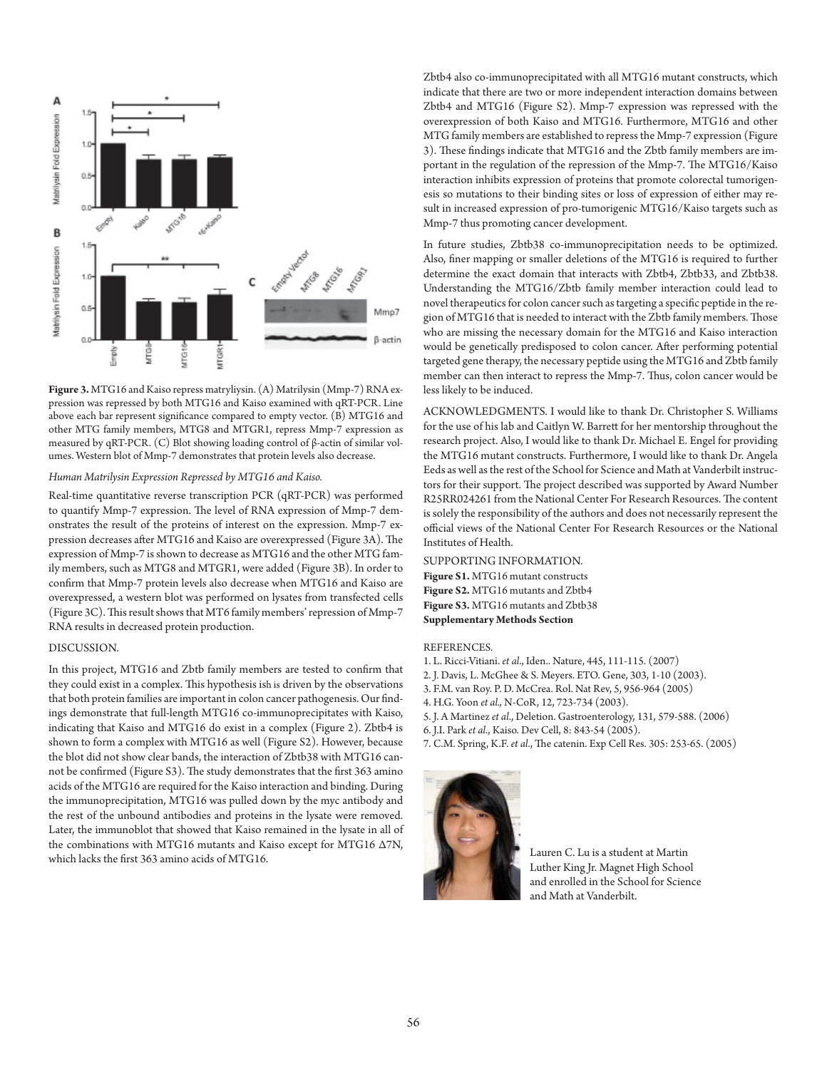A

Matrilysin Fold Expression

1.5

1.0

0.5

0.0

Empty Kaiso MTG16 16+Kaiso

B

Matrilysin Fold Expression

1.5

1.0

0.5

0.0

Empty MTG8 MTG16 MTGR1

C

Empty Vector MTG8 MTG16 MTGR1

Mmp7

β-actin

**Figure 3.** MTG16 and Kaiso repress matryliysin. (A) Matrilysin (Mmp-7) RNA expression was repressed by both MTG16 and Kaiso examined with qRT-PCR. Line above each bar represent significance compared to empty vector. (B) MTG16 and other MTG family members, MTG8 and MTGR1, repress Mmp-7 expression as measured by qRT-PCR. (C) Blot showing loading control of β-actin of similar volumes. Western blot of Mmp-7 demonstrates that protein levels also decrease.

*Human Matrilysin Expression Repressed by MTG16 and Kaiso.*

Real-time quantitative reverse transcription PCR (qRT-PCR) was performed to quantify Mmp-7 expression. The level of RNA expression of Mmp-7 demonstrates the result of the proteins of interest on the expression. Mmp-7 expression decreases after MTG16 and Kaiso are overexpressed (Figure 3A). The expression of Mmp-7 is shown to decrease as MTG16 and the other MTG family members, such as MTG8 and MTGR1, were added (Figure 3B). In order to confirm that Mmp-7 protein levels also decrease when MTG16 and Kaiso are overexpressed, a western blot was performed on lysates from transfected cells (Figure 3C). This result shows that MT6 family members' repression of Mmp-7 RNA results in decreased protein production.

DISCUSSION.

In this project, MTG16 and Zbtb family members are tested to confirm that they could exist in a complex. This hypothesis ish is driven by the observations that both protein families are important in colon cancer pathogenesis. Our findings demonstrate that full-length MTG16 co-immunoprecipitates with Kaiso, indicating that Kaiso and MTG16 do exist in a complex (Figure 2). Zbtb4 is shown to form a complex with MTG16 as well (Figure S2). However, because the blot did not show clear bands, the interaction of Zbtb38 with MTG16 cannot be confirmed (Figure S3). The study demonstrates that the first 363 amino acids of the MTG16 are required for the Kaiso interaction and binding. During the immunoprecipitation, MTG16 was pulled down by the myc antibody and the rest of the unbound antibodies and proteins in the lysate were removed. Later, the immunoblot that showed that Kaiso remained in the lysate in all of the combinations with MTG16 mutants and Kaiso except for MTG16 Δ7N, which lacks the first 363 amino acids of MTG16.

Zbtb4 also co-immunoprecipitated with all MTG16 mutant constructs, which indicate that there are two or more independent interaction domains between Zbtb4 and MTG16 (Figure S2). Mmp-7 expression was repressed with the overexpression of both Kaiso and MTG16. Furthermore, MTG16 and other MTG family members are established to repress the Mmp-7 expression (Figure 3). These findings indicate that MTG16 and the Zbtb family members are important in the regulation of the repression of the Mmp-7. The MTG16/Kaiso interaction inhibits expression of proteins that promote colorectal tumorigenesis so mutations to their binding sites or loss of expression of either may result in increased expression of pro-tumorigenic MTG16/Kaiso targets such as Mmp-7 thus promoting cancer development.

In future studies, Zbtb38 co-immunoprecipitation needs to be optimized. Also, finer mapping or smaller deletions of the MTG16 is required to further determine the exact domain that interacts with Zbtb4, Zbtb33, and Zbtb38. Understanding the MTG16/Zbtb family member interaction could lead to novel therapeutics for colon cancer such as targeting a specific peptide in the region of MTG16 that is needed to interact with the Zbtb family members. Those who are missing the necessary domain for the MTG16 and Kaiso interaction would be genetically predisposed to colon cancer. After performing potential targeted gene therapy, the necessary peptide using the MTG16 and Zbtb family member can then interact to repress the Mmp-7. Thus, colon cancer would be less likely to be induced.

ACKNOWLEDGMENTS. I would like to thank Dr. Christopher S. Williams for the use of his lab and Caitlyn W. Barrett for her mentorship throughout the research project. Also, I would like to thank Dr. Michael E. Engel for providing the MTG16 mutant constructs. Furthermore, I would like to thank Dr. Angela Eeds as well as the rest of the School for Science and Math at Vanderbilt instructors for their support. The project described was supported by Award Number R25RR024261 from the National Center For Research Resources. The content is solely the responsibility of the authors and does not necessarily represent the official views of the National Center For Research Resources or the National Institutes of Health.

SUPPORTING INFORMATION.

**Figure S1.** MTG16 mutant constructs

**Figure S2.** MTG16 mutants and Zbtb4

**Figure S3.** MTG16 mutants and Zbtb38

**Supplementary Methods Section**

REFERENCES.

1. L. Ricci-Vitiani. *et al*., Iden.. Nature, 445, 111-115. (2007)
2. J. Davis, L. McGhee & S. Meyers. ETO. Gene, 303, 1-10 (2003).
3. F.M. van Roy. P. D. McCrea. Rol. Nat Rev, 5, 956-964 (2005)
4. H.G. Yoon *et al.,* N-CoR, 12, 723-734 (2003).
5. J. A Martinez *et al*., Deletion. Gastroenterology, 131, 579-588. (2006)
6. J.I. Park *et al*., Kaiso. Dev Cell, 8: 843-54 (2005).
7. C.M. Spring, K.F. *et al*., The catenin. Exp Cell Res. 305: 253-65. (2005)

Lauren C. Lu is a student at Martin Luther King Jr. Magnet High School and enrolled in the School for Science and Math at Vanderbilt.